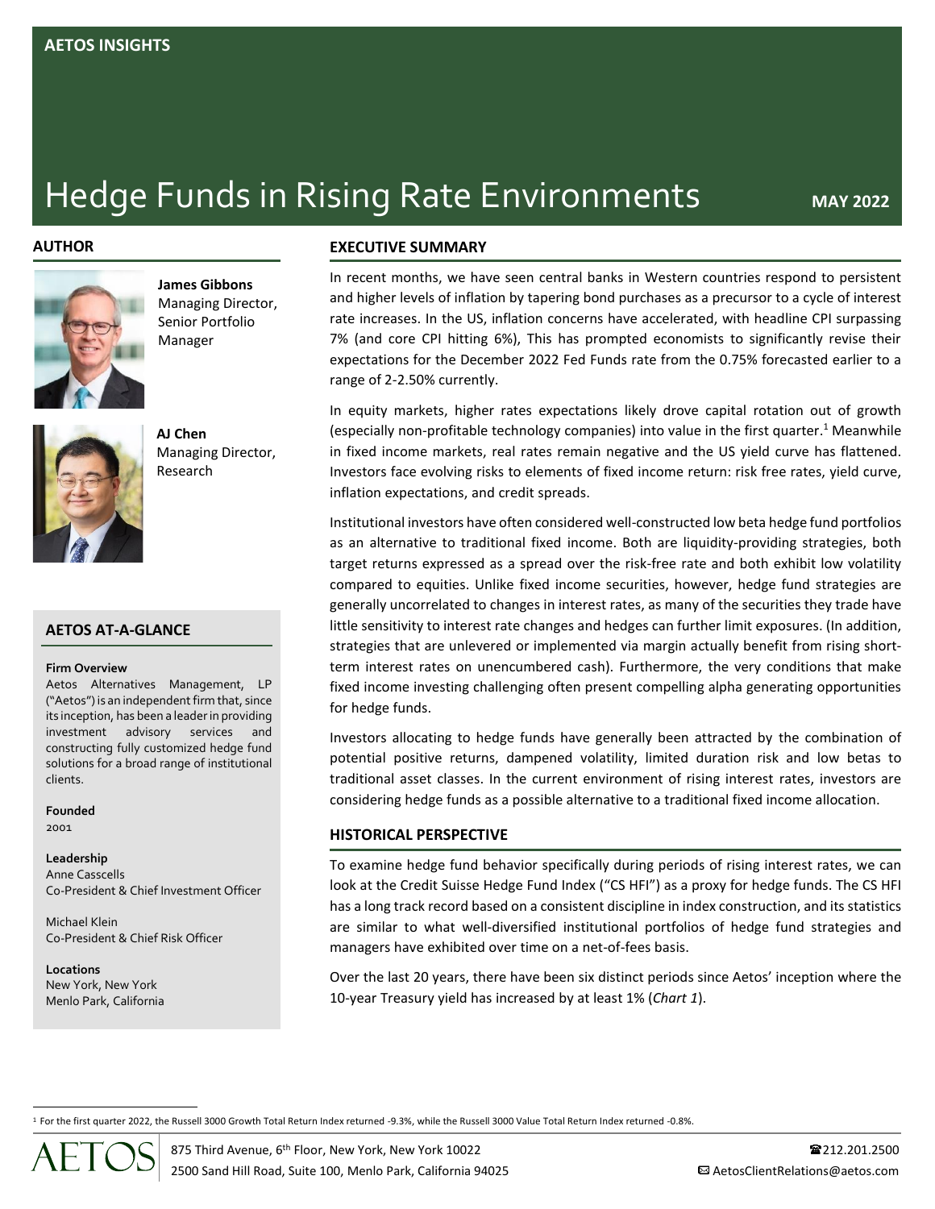AETOS INSIGHTS

# Hedge Funds in Rising Rate Environments

**MAY 2022**

## AUTHOR

**James Gibbons**
Managing Director, Senior Portfolio Manager

**AJ Chen**
Managing Director, Research

## AETOS AT-A-GLANCE

**Firm Overview**
Aetos Alternatives Management, LP ("Aetos") is an independent firm that, since its inception, has been a leader in providing investment advisory services and constructing fully customized hedge fund solutions for a broad range of institutional clients.

**Founded**
2001

**Leadership**
Anne Casscells
Co-President & Chief Investment Officer

Michael Klein
Co-President & Chief Risk Officer

**Locations**
New York, New York
Menlo Park, California

## EXECUTIVE SUMMARY

In recent months, we have seen central banks in Western countries respond to persistent and higher levels of inflation by tapering bond purchases as a precursor to a cycle of interest rate increases. In the US, inflation concerns have accelerated, with headline CPI surpassing 7% (and core CPI hitting 6%), This has prompted economists to significantly revise their expectations for the December 2022 Fed Funds rate from the 0.75% forecasted earlier to a range of 2-2.50% currently.

In equity markets, higher rates expectations likely drove capital rotation out of growth (especially non-profitable technology companies) into value in the first quarter.[1] Meanwhile in fixed income markets, real rates remain negative and the US yield curve has flattened. Investors face evolving risks to elements of fixed income return: risk free rates, yield curve, inflation expectations, and credit spreads.

Institutional investors have often considered well-constructed low beta hedge fund portfolios as an alternative to traditional fixed income. Both are liquidity-providing strategies, both target returns expressed as a spread over the risk-free rate and both exhibit low volatility compared to equities. Unlike fixed income securities, however, hedge fund strategies are generally uncorrelated to changes in interest rates, as many of the securities they trade have little sensitivity to interest rate changes and hedges can further limit exposures. (In addition, strategies that are unlevered or implemented via margin actually benefit from rising short-term interest rates on unencumbered cash). Furthermore, the very conditions that make fixed income investing challenging often present compelling alpha generating opportunities for hedge funds.

Investors allocating to hedge funds have generally been attracted by the combination of potential positive returns, dampened volatility, limited duration risk and low betas to traditional asset classes. In the current environment of rising interest rates, investors are considering hedge funds as a possible alternative to a traditional fixed income allocation.

## HISTORICAL PERSPECTIVE

To examine hedge fund behavior specifically during periods of rising interest rates, we can look at the Credit Suisse Hedge Fund Index ("CS HFI") as a proxy for hedge funds. The CS HFI has a long track record based on a consistent discipline in index construction, and its statistics are similar to what well-diversified institutional portfolios of hedge fund strategies and managers have exhibited over time on a net-of-fees basis.

Over the last 20 years, there have been six distinct periods since Aetos' inception where the 10-year Treasury yield has increased by at least 1% (*Chart 1*).

---

[1] For the first quarter 2022, the Russell 3000 Growth Total Return Index returned -9.3%, while the Russell 3000 Value Total Return Index returned -0.8%.

AETOS
875 Third Avenue, 6th Floor, New York, New York 10022
2500 Sand Hill Road, Suite 100, Menlo Park, California 94025
☎212.201.2500
✉ AetosClientRelations@aetos.com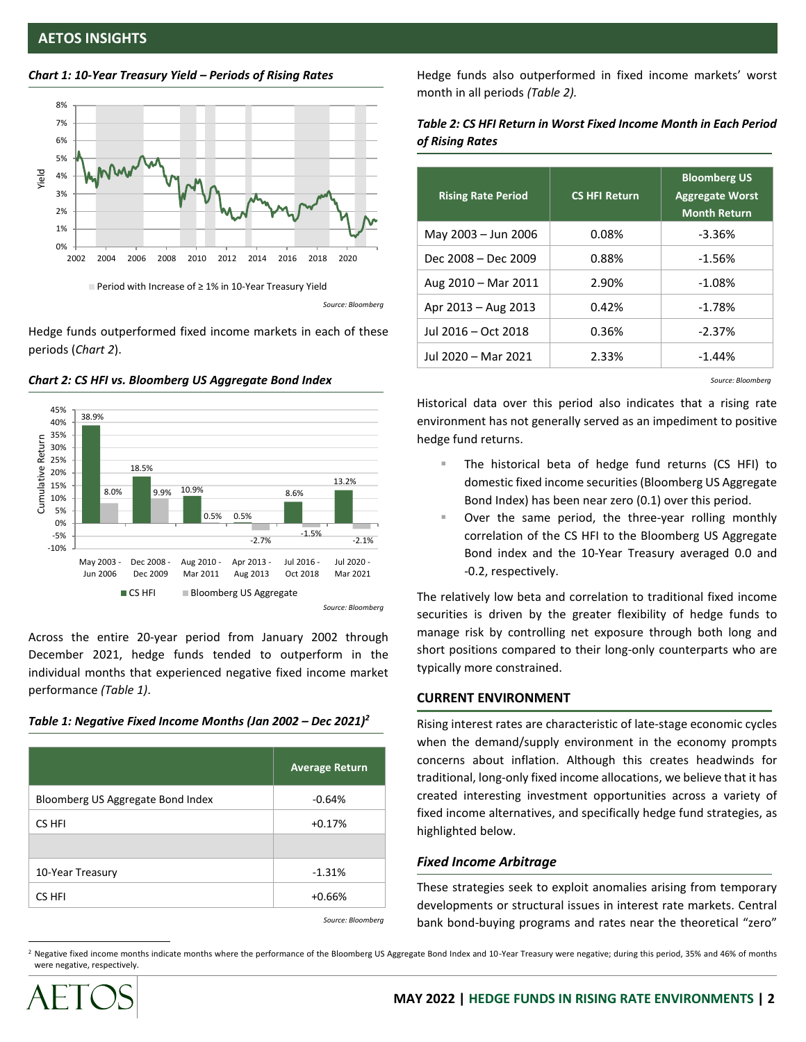*Chart 1: 10-Year Treasury Yield – Periods of Rising Rates*

Period with Increase of ≥ 1% in 10-Year Treasury Yield

Source: Bloomberg

Hedge funds outperformed fixed income markets in each of these periods (*Chart 2*).

*Chart 2: CS HFI vs. Bloomberg US Aggregate Bond Index*

| Period | CS HFI | Bloomberg US Aggregate |
|---|---|---|
| May 2003 - Jun 2006 | 38.9% | 8.0% |
| Dec 2008 - Dec 2009 | 18.5% | 9.9% |
| Aug 2010 - Mar 2011 | 10.9% | 0.5% |
| Apr 2013 - Aug 2013 | 0.5% | -2.7% |
| Jul 2016 - Oct 2018 | 8.6% | -1.5% |
| Jul 2020 - Mar 2021 | 13.2% | -2.1% |

Source: Bloomberg

Across the entire 20-year period from January 2002 through December 2021, hedge funds tended to outperform in the individual months that experienced negative fixed income market performance *(Table 1)*.

***Table 1: Negative Fixed Income Months (Jan 2002 – Dec 2021)[2]***

| | Average Return |
|---|---|
| Bloomberg US Aggregate Bond Index | -0.64% |
| CS HFI | +0.17% |
| | |
| 10-Year Treasury | -1.31% |
| CS HFI | +0.66% |

Source: Bloomberg

Hedge funds also outperformed in fixed income markets' worst month in all periods *(Table 2)*.

***Table 2: CS HFI Return in Worst Fixed Income Month in Each Period of Rising Rates***

| Rising Rate Period | CS HFI Return | Bloomberg US Aggregate Worst Month Return |
|---|---|---|
| May 2003 – Jun 2006 | 0.08% | -3.36% |
| Dec 2008 – Dec 2009 | 0.88% | -1.56% |
| Aug 2010 – Mar 2011 | 2.90% | -1.08% |
| Apr 2013 – Aug 2013 | 0.42% | -1.78% |
| Jul 2016 – Oct 2018 | 0.36% | -2.37% |
| Jul 2020 – Mar 2021 | 2.33% | -1.44% |

Source: Bloomberg

Historical data over this period also indicates that a rising rate environment has not generally served as an impediment to positive hedge fund returns.

- The historical beta of hedge fund returns (CS HFI) to domestic fixed income securities (Bloomberg US Aggregate Bond Index) has been near zero (0.1) over this period.
- Over the same period, the three-year rolling monthly correlation of the CS HFI to the Bloomberg US Aggregate Bond index and the 10-Year Treasury averaged 0.0 and -0.2, respectively.

The relatively low beta and correlation to traditional fixed income securities is driven by the greater flexibility of hedge funds to manage risk by controlling net exposure through both long and short positions compared to their long-only counterparts who are typically more constrained.

## CURRENT ENVIRONMENT

Rising interest rates are characteristic of late-stage economic cycles when the demand/supply environment in the economy prompts concerns about inflation. Although this creates headwinds for traditional, long-only fixed income allocations, we believe that it has created interesting investment opportunities across a variety of fixed income alternatives, and specifically hedge fund strategies, as highlighted below.

### *Fixed Income Arbitrage*

These strategies seek to exploit anomalies arising from temporary developments or structural issues in interest rate markets. Central bank bond-buying programs and rates near the theoretical "zero"

[2] Negative fixed income months indicate months where the performance of the Bloomberg US Aggregate Bond Index and 10-Year Treasury were negative; during this period, 35% and 46% of months were negative, respectively.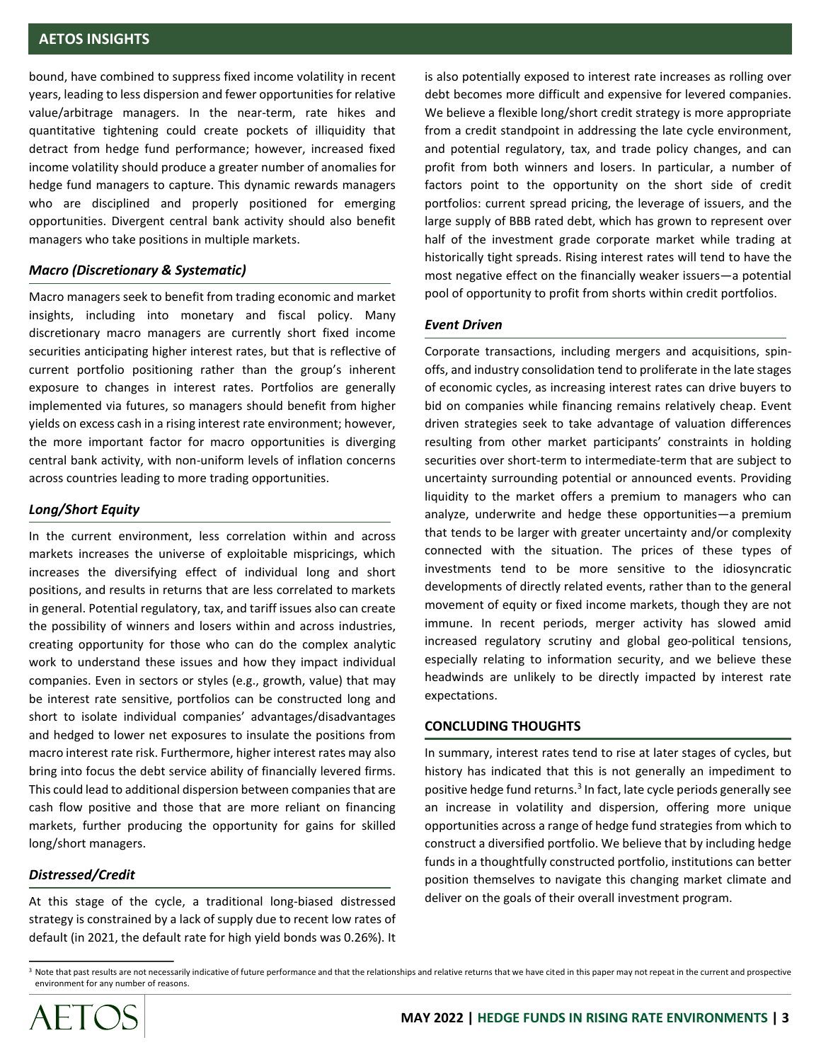bound, have combined to suppress fixed income volatility in recent years, leading to less dispersion and fewer opportunities for relative value/arbitrage managers. In the near-term, rate hikes and quantitative tightening could create pockets of illiquidity that detract from hedge fund performance; however, increased fixed income volatility should produce a greater number of anomalies for hedge fund managers to capture. This dynamic rewards managers who are disciplined and properly positioned for emerging opportunities. Divergent central bank activity should also benefit managers who take positions in multiple markets.

### *Macro (Discretionary & Systematic)*

Macro managers seek to benefit from trading economic and market insights, including into monetary and fiscal policy. Many discretionary macro managers are currently short fixed income securities anticipating higher interest rates, but that is reflective of current portfolio positioning rather than the group's inherent exposure to changes in interest rates. Portfolios are generally implemented via futures, so managers should benefit from higher yields on excess cash in a rising interest rate environment; however, the more important factor for macro opportunities is diverging central bank activity, with non-uniform levels of inflation concerns across countries leading to more trading opportunities.

### *Long/Short Equity*

In the current environment, less correlation within and across markets increases the universe of exploitable mispricings, which increases the diversifying effect of individual long and short positions, and results in returns that are less correlated to markets in general. Potential regulatory, tax, and tariff issues also can create the possibility of winners and losers within and across industries, creating opportunity for those who can do the complex analytic work to understand these issues and how they impact individual companies. Even in sectors or styles (e.g., growth, value) that may be interest rate sensitive, portfolios can be constructed long and short to isolate individual companies' advantages/disadvantages and hedged to lower net exposures to insulate the positions from macro interest rate risk. Furthermore, higher interest rates may also bring into focus the debt service ability of financially levered firms. This could lead to additional dispersion between companies that are cash flow positive and those that are more reliant on financing markets, further producing the opportunity for gains for skilled long/short managers.

### *Distressed/Credit*

At this stage of the cycle, a traditional long-biased distressed strategy is constrained by a lack of supply due to recent low rates of default (in 2021, the default rate for high yield bonds was 0.26%). It is also potentially exposed to interest rate increases as rolling over debt becomes more difficult and expensive for levered companies. We believe a flexible long/short credit strategy is more appropriate from a credit standpoint in addressing the late cycle environment, and potential regulatory, tax, and trade policy changes, and can profit from both winners and losers. In particular, a number of factors point to the opportunity on the short side of credit portfolios: current spread pricing, the leverage of issuers, and the large supply of BBB rated debt, which has grown to represent over half of the investment grade corporate market while trading at historically tight spreads. Rising interest rates will tend to have the most negative effect on the financially weaker issuers—a potential pool of opportunity to profit from shorts within credit portfolios.

### *Event Driven*

Corporate transactions, including mergers and acquisitions, spin-offs, and industry consolidation tend to proliferate in the late stages of economic cycles, as increasing interest rates can drive buyers to bid on companies while financing remains relatively cheap. Event driven strategies seek to take advantage of valuation differences resulting from other market participants' constraints in holding securities over short-term to intermediate-term that are subject to uncertainty surrounding potential or announced events. Providing liquidity to the market offers a premium to managers who can analyze, underwrite and hedge these opportunities—a premium that tends to be larger with greater uncertainty and/or complexity connected with the situation. The prices of these types of investments tend to be more sensitive to the idiosyncratic developments of directly related events, rather than to the general movement of equity or fixed income markets, though they are not immune. In recent periods, merger activity has slowed amid increased regulatory scrutiny and global geo-political tensions, especially relating to information security, and we believe these headwinds are unlikely to be directly impacted by interest rate expectations.

## CONCLUDING THOUGHTS

In summary, interest rates tend to rise at later stages of cycles, but history has indicated that this is not generally an impediment to positive hedge fund returns.[3] In fact, late cycle periods generally see an increase in volatility and dispersion, offering more unique opportunities across a range of hedge fund strategies from which to construct a diversified portfolio. We believe that by including hedge funds in a thoughtfully constructed portfolio, institutions can better position themselves to navigate this changing market climate and deliver on the goals of their overall investment program.

[3] Note that past results are not necessarily indicative of future performance and that the relationships and relative returns that we have cited in this paper may not repeat in the current and prospective environment for any number of reasons.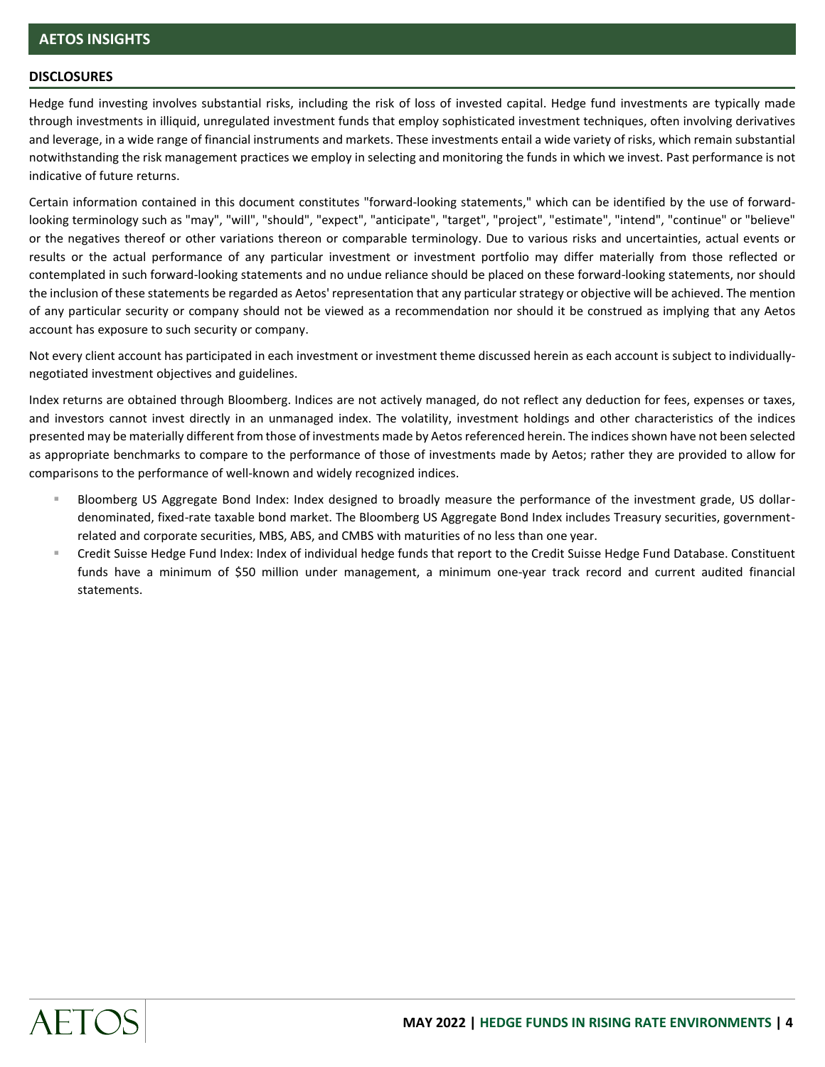## DISCLOSURES

Hedge fund investing involves substantial risks, including the risk of loss of invested capital. Hedge fund investments are typically made through investments in illiquid, unregulated investment funds that employ sophisticated investment techniques, often involving derivatives and leverage, in a wide range of financial instruments and markets. These investments entail a wide variety of risks, which remain substantial notwithstanding the risk management practices we employ in selecting and monitoring the funds in which we invest. Past performance is not indicative of future returns.

Certain information contained in this document constitutes "forward-looking statements," which can be identified by the use of forward-looking terminology such as "may", "will", "should", "expect", "anticipate", "target", "project", "estimate", "intend", "continue" or "believe" or the negatives thereof or other variations thereon or comparable terminology. Due to various risks and uncertainties, actual events or results or the actual performance of any particular investment or investment portfolio may differ materially from those reflected or contemplated in such forward-looking statements and no undue reliance should be placed on these forward-looking statements, nor should the inclusion of these statements be regarded as Aetos' representation that any particular strategy or objective will be achieved. The mention of any particular security or company should not be viewed as a recommendation nor should it be construed as implying that any Aetos account has exposure to such security or company.

Not every client account has participated in each investment or investment theme discussed herein as each account is subject to individually-negotiated investment objectives and guidelines.

Index returns are obtained through Bloomberg. Indices are not actively managed, do not reflect any deduction for fees, expenses or taxes, and investors cannot invest directly in an unmanaged index. The volatility, investment holdings and other characteristics of the indices presented may be materially different from those of investments made by Aetos referenced herein. The indices shown have not been selected as appropriate benchmarks to compare to the performance of those of investments made by Aetos; rather they are provided to allow for comparisons to the performance of well-known and widely recognized indices.

- Bloomberg US Aggregate Bond Index: Index designed to broadly measure the performance of the investment grade, US dollar-denominated, fixed-rate taxable bond market. The Bloomberg US Aggregate Bond Index includes Treasury securities, government-related and corporate securities, MBS, ABS, and CMBS with maturities of no less than one year.
- Credit Suisse Hedge Fund Index: Index of individual hedge funds that report to the Credit Suisse Hedge Fund Database. Constituent funds have a minimum of $50 million under management, a minimum one-year track record and current audited financial statements.